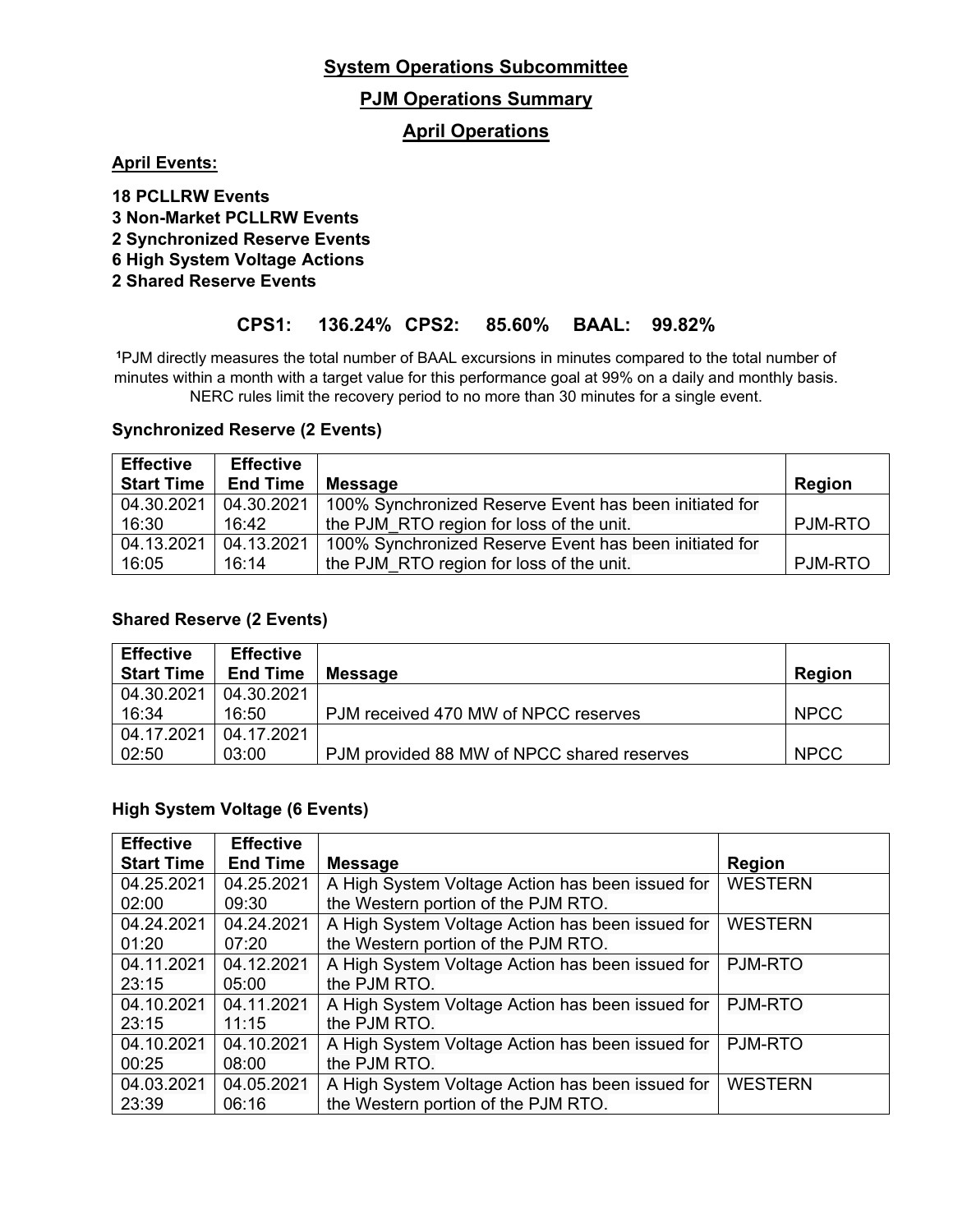# System Operations Subcommittee

## PJM Operations Summary

## April Operations

**April Events:**

**18 PCLLRW Events**
**3 Non-Market PCLLRW Events**
**2 Synchronized Reserve Events**
**6 High System Voltage Actions**
**2 Shared Reserve Events**

**CPS1: 136.24% CPS2: 85.60% BAAL: 99.82%**

[1]PJM directly measures the total number of BAAL excursions in minutes compared to the total number of minutes within a month with a target value for this performance goal at 99% on a daily and monthly basis. NERC rules limit the recovery period to no more than 30 minutes for a single event.

**Synchronized Reserve (2 Events)**

| Effective Start Time | Effective End Time | Message | Region |
|---|---|---|---|
| 04.30.2021 16:30 | 04.30.2021 16:42 | 100% Synchronized Reserve Event has been initiated for the PJM_RTO region for loss of the unit. | PJM-RTO |
| 04.13.2021 16:05 | 04.13.2021 16:14 | 100% Synchronized Reserve Event has been initiated for the PJM_RTO region for loss of the unit. | PJM-RTO |

**Shared Reserve (2 Events)**

| Effective Start Time | Effective End Time | Message | Region |
|---|---|---|---|
| 04.30.2021 16:34 | 04.30.2021 16:50 | PJM received 470 MW of NPCC reserves | NPCC |
| 04.17.2021 02:50 | 04.17.2021 03:00 | PJM provided 88 MW of NPCC shared reserves | NPCC |

**High System Voltage (6 Events)**

| Effective Start Time | Effective End Time | Message | Region |
|---|---|---|---|
| 04.25.2021 02:00 | 04.25.2021 09:30 | A High System Voltage Action has been issued for the Western portion of the PJM RTO. | WESTERN |
| 04.24.2021 01:20 | 04.24.2021 07:20 | A High System Voltage Action has been issued for the Western portion of the PJM RTO. | WESTERN |
| 04.11.2021 23:15 | 04.12.2021 05:00 | A High System Voltage Action has been issued for the PJM RTO. | PJM-RTO |
| 04.10.2021 23:15 | 04.11.2021 11:15 | A High System Voltage Action has been issued for the PJM RTO. | PJM-RTO |
| 04.10.2021 00:25 | 04.10.2021 08:00 | A High System Voltage Action has been issued for the PJM RTO. | PJM-RTO |
| 04.03.2021 23:39 | 04.05.2021 06:16 | A High System Voltage Action has been issued for the Western portion of the PJM RTO. | WESTERN |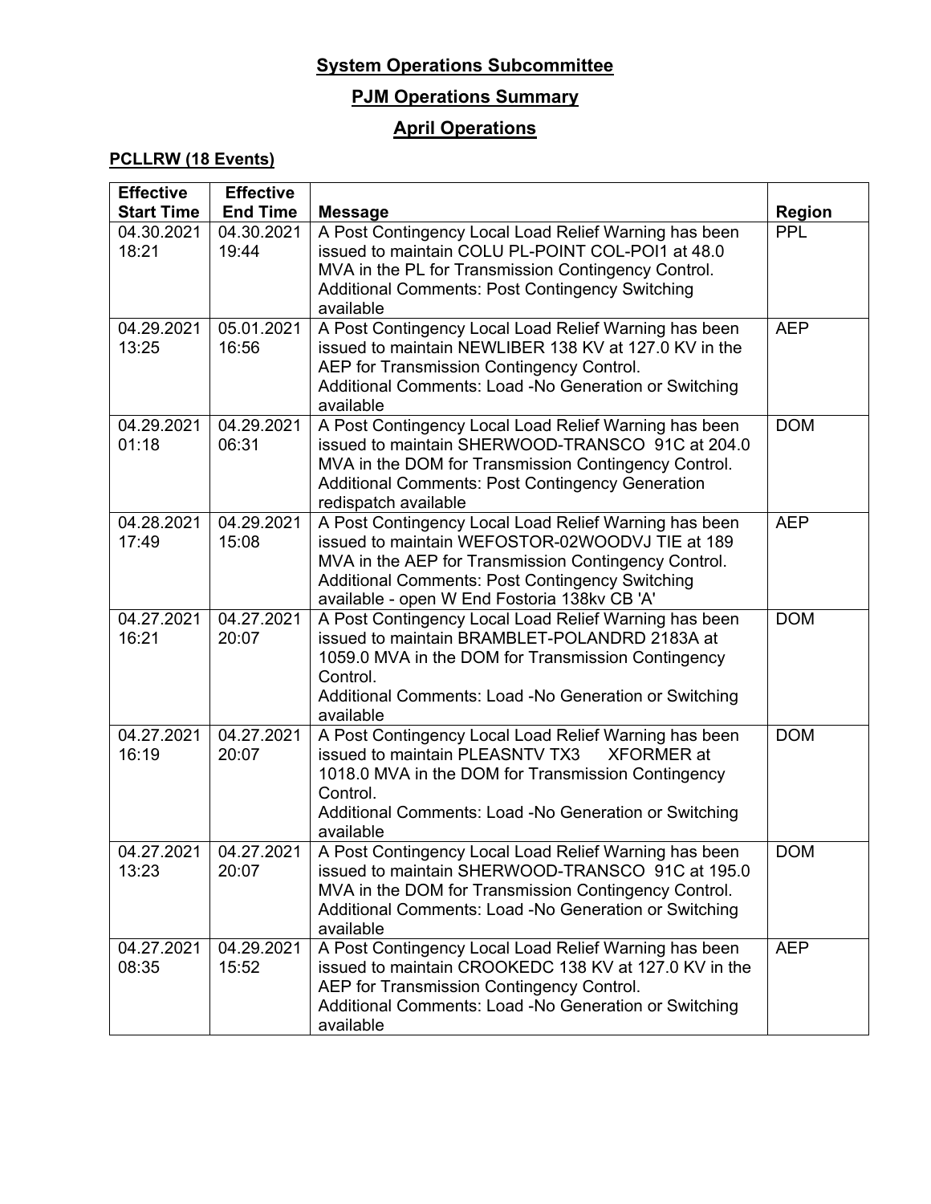# System Operations Subcommittee

## PJM Operations Summary

## April Operations

### PCLLRW (18 Events)

| Effective Start Time | Effective End Time | Message | Region |
|---|---|---|---|
| 04.30.2021 18:21 | 04.30.2021 19:44 | A Post Contingency Local Load Relief Warning has been issued to maintain COLU PL-POINT COL-POI1 at 48.0 MVA in the PL for Transmission Contingency Control. Additional Comments: Post Contingency Switching available | PPL |
| 04.29.2021 13:25 | 05.01.2021 16:56 | A Post Contingency Local Load Relief Warning has been issued to maintain NEWLIBER 138 KV at 127.0 KV in the AEP for Transmission Contingency Control. Additional Comments: Load -No Generation or Switching available | AEP |
| 04.29.2021 01:18 | 04.29.2021 06:31 | A Post Contingency Local Load Relief Warning has been issued to maintain SHERWOOD-TRANSCO 91C at 204.0 MVA in the DOM for Transmission Contingency Control. Additional Comments: Post Contingency Generation redispatch available | DOM |
| 04.28.2021 17:49 | 04.29.2021 15:08 | A Post Contingency Local Load Relief Warning has been issued to maintain WEFOSTOR-02WOODVJ TIE at 189 MVA in the AEP for Transmission Contingency Control. Additional Comments: Post Contingency Switching available - open W End Fostoria 138kv CB 'A' | AEP |
| 04.27.2021 16:21 | 04.27.2021 20:07 | A Post Contingency Local Load Relief Warning has been issued to maintain BRAMBLET-POLANDRD 2183A at 1059.0 MVA in the DOM for Transmission Contingency Control. Additional Comments: Load -No Generation or Switching available | DOM |
| 04.27.2021 16:19 | 04.27.2021 20:07 | A Post Contingency Local Load Relief Warning has been issued to maintain PLEASNTV TX3 XFORMER at 1018.0 MVA in the DOM for Transmission Contingency Control. Additional Comments: Load -No Generation or Switching available | DOM |
| 04.27.2021 13:23 | 04.27.2021 20:07 | A Post Contingency Local Load Relief Warning has been issued to maintain SHERWOOD-TRANSCO 91C at 195.0 MVA in the DOM for Transmission Contingency Control. Additional Comments: Load -No Generation or Switching available | DOM |
| 04.27.2021 08:35 | 04.29.2021 15:52 | A Post Contingency Local Load Relief Warning has been issued to maintain CROOKEDC 138 KV at 127.0 KV in the AEP for Transmission Contingency Control. Additional Comments: Load -No Generation or Switching available | AEP |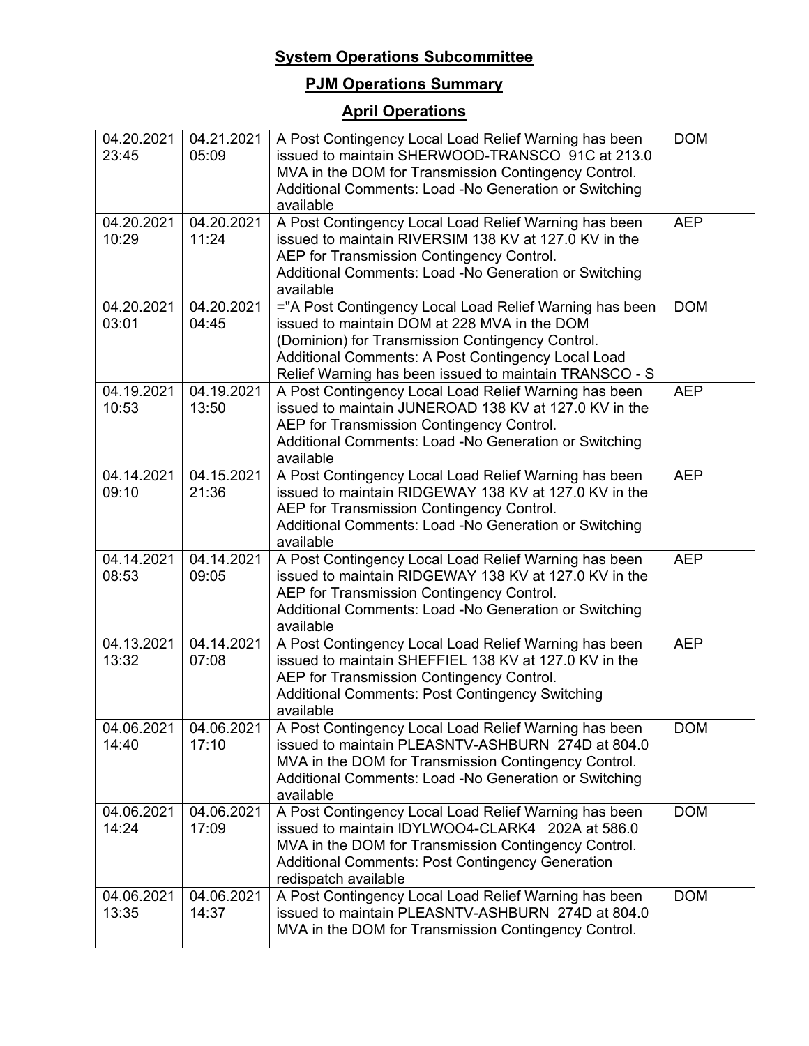**System Operations Subcommittee**

**PJM Operations Summary**

**April Operations**

| | | | |
|---|---|---|---|
| 04.20.2021 23:45 | 04.21.2021 05:09 | A Post Contingency Local Load Relief Warning has been issued to maintain SHERWOOD-TRANSCO 91C at 213.0 MVA in the DOM for Transmission Contingency Control. Additional Comments: Load -No Generation or Switching available | DOM |
| 04.20.2021 10:29 | 04.20.2021 11:24 | A Post Contingency Local Load Relief Warning has been issued to maintain RIVERSIM 138 KV at 127.0 KV in the AEP for Transmission Contingency Control. Additional Comments: Load -No Generation or Switching available | AEP |
| 04.20.2021 03:01 | 04.20.2021 04:45 | ="A Post Contingency Local Load Relief Warning has been issued to maintain DOM at 228 MVA in the DOM (Dominion) for Transmission Contingency Control. Additional Comments: A Post Contingency Local Load Relief Warning has been issued to maintain TRANSCO - S | DOM |
| 04.19.2021 10:53 | 04.19.2021 13:50 | A Post Contingency Local Load Relief Warning has been issued to maintain JUNEROAD 138 KV at 127.0 KV in the AEP for Transmission Contingency Control. Additional Comments: Load -No Generation or Switching available | AEP |
| 04.14.2021 09:10 | 04.15.2021 21:36 | A Post Contingency Local Load Relief Warning has been issued to maintain RIDGEWAY 138 KV at 127.0 KV in the AEP for Transmission Contingency Control. Additional Comments: Load -No Generation or Switching available | AEP |
| 04.14.2021 08:53 | 04.14.2021 09:05 | A Post Contingency Local Load Relief Warning has been issued to maintain RIDGEWAY 138 KV at 127.0 KV in the AEP for Transmission Contingency Control. Additional Comments: Load -No Generation or Switching available | AEP |
| 04.13.2021 13:32 | 04.14.2021 07:08 | A Post Contingency Local Load Relief Warning has been issued to maintain SHEFFIEL 138 KV at 127.0 KV in the AEP for Transmission Contingency Control. Additional Comments: Post Contingency Switching available | AEP |
| 04.06.2021 14:40 | 04.06.2021 17:10 | A Post Contingency Local Load Relief Warning has been issued to maintain PLEASNTV-ASHBURN 274D at 804.0 MVA in the DOM for Transmission Contingency Control. Additional Comments: Load -No Generation or Switching available | DOM |
| 04.06.2021 14:24 | 04.06.2021 17:09 | A Post Contingency Local Load Relief Warning has been issued to maintain IDYLWOO4-CLARK4 202A at 586.0 MVA in the DOM for Transmission Contingency Control. Additional Comments: Post Contingency Generation redispatch available | DOM |
| 04.06.2021 13:35 | 04.06.2021 14:37 | A Post Contingency Local Load Relief Warning has been issued to maintain PLEASNTV-ASHBURN 274D at 804.0 MVA in the DOM for Transmission Contingency Control. | DOM |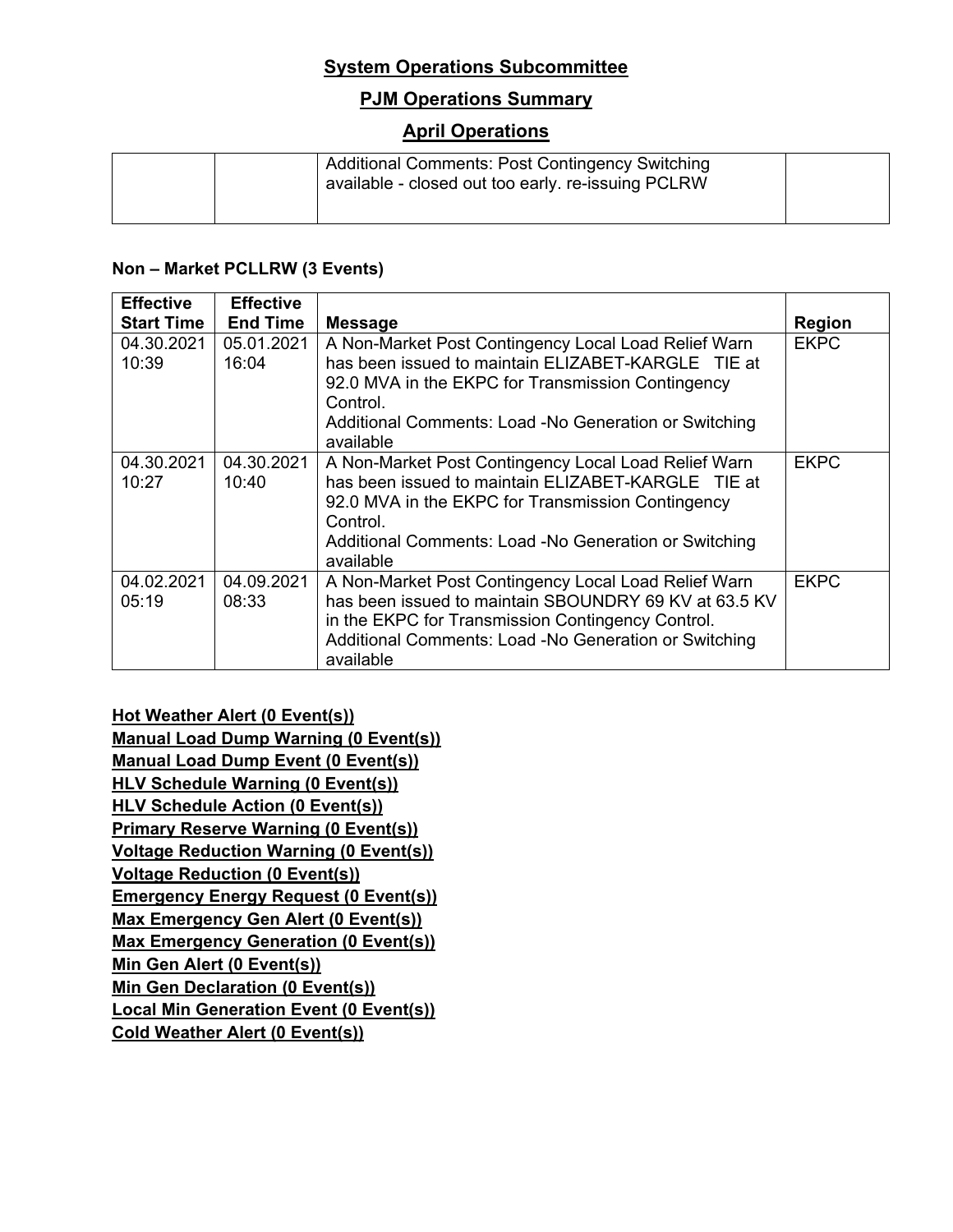**System Operations Subcommittee**

**PJM Operations Summary**

**April Operations**

| | | | |
|---|---|---|---|
| | | Additional Comments: Post Contingency Switching available - closed out too early. re-issuing PCLRW | |

**Non – Market PCLLRW (3 Events)**

| Effective Start Time | Effective End Time | Message | Region |
|---|---|---|---|
| 04.30.2021 10:39 | 05.01.2021 16:04 | A Non-Market Post Contingency Local Load Relief Warn has been issued to maintain ELIZABET-KARGLE TIE at 92.0 MVA in the EKPC for Transmission Contingency Control. Additional Comments: Load -No Generation or Switching available | EKPC |
| 04.30.2021 10:27 | 04.30.2021 10:40 | A Non-Market Post Contingency Local Load Relief Warn has been issued to maintain ELIZABET-KARGLE TIE at 92.0 MVA in the EKPC for Transmission Contingency Control. Additional Comments: Load -No Generation or Switching available | EKPC |
| 04.02.2021 05:19 | 04.09.2021 08:33 | A Non-Market Post Contingency Local Load Relief Warn has been issued to maintain SBOUNDRY 69 KV at 63.5 KV in the EKPC for Transmission Contingency Control. Additional Comments: Load -No Generation or Switching available | EKPC |

**Hot Weather Alert (0 Event(s))**
**Manual Load Dump Warning (0 Event(s))**
**Manual Load Dump Event (0 Event(s))**
**HLV Schedule Warning (0 Event(s))**
**HLV Schedule Action (0 Event(s))**
**Primary Reserve Warning (0 Event(s))**
**Voltage Reduction Warning (0 Event(s))**
**Voltage Reduction (0 Event(s))**
**Emergency Energy Request (0 Event(s))**
**Max Emergency Gen Alert (0 Event(s))**
**Max Emergency Generation (0 Event(s))**
**Min Gen Alert (0 Event(s))**
**Min Gen Declaration (0 Event(s))**
**Local Min Generation Event (0 Event(s))**
**Cold Weather Alert (0 Event(s))**